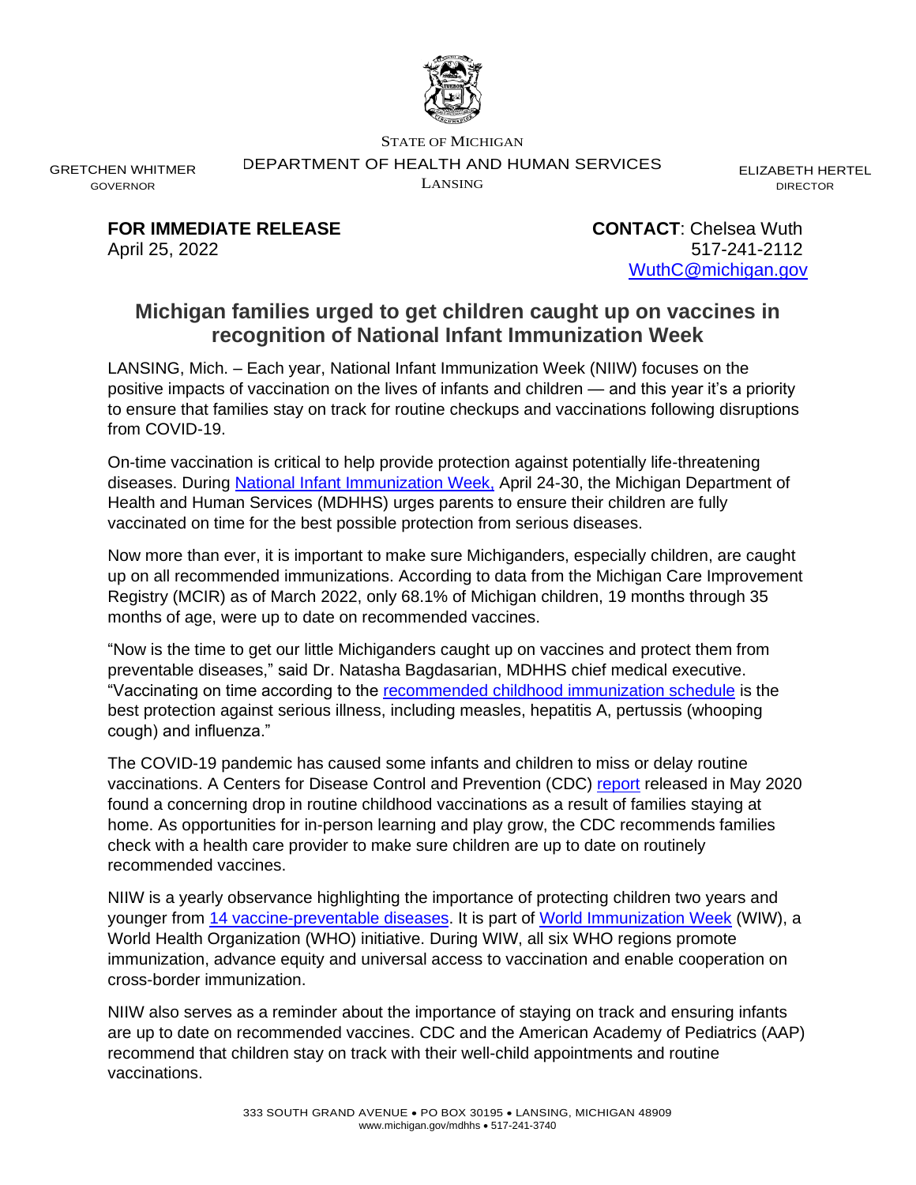STATE OF MICHIGAN

DEPARTMENT OF HEALTH AND HUMAN SERVICES

LANSING

GRETCHEN WHITMER
GOVERNOR

ELIZABETH HERTEL
DIRECTOR

**FOR IMMEDIATE RELEASE**
April 25, 2022

**CONTACT**: Chelsea Wuth
517-241-2112
WuthC@michigan.gov

## Michigan families urged to get children caught up on vaccines in recognition of National Infant Immunization Week

LANSING, Mich. – Each year, National Infant Immunization Week (NIIW) focuses on the positive impacts of vaccination on the lives of infants and children — and this year it's a priority to ensure that families stay on track for routine checkups and vaccinations following disruptions from COVID-19.

On-time vaccination is critical to help provide protection against potentially life-threatening diseases. During National Infant Immunization Week, April 24-30, the Michigan Department of Health and Human Services (MDHHS) urges parents to ensure their children are fully vaccinated on time for the best possible protection from serious diseases.

Now more than ever, it is important to make sure Michiganders, especially children, are caught up on all recommended immunizations. According to data from the Michigan Care Improvement Registry (MCIR) as of March 2022, only 68.1% of Michigan children, 19 months through 35 months of age, were up to date on recommended vaccines.

"Now is the time to get our little Michiganders caught up on vaccines and protect them from preventable diseases," said Dr. Natasha Bagdasarian, MDHHS chief medical executive. "Vaccinating on time according to the recommended childhood immunization schedule is the best protection against serious illness, including measles, hepatitis A, pertussis (whooping cough) and influenza."

The COVID-19 pandemic has caused some infants and children to miss or delay routine vaccinations. A Centers for Disease Control and Prevention (CDC) report released in May 2020 found a concerning drop in routine childhood vaccinations as a result of families staying at home. As opportunities for in-person learning and play grow, the CDC recommends families check with a health care provider to make sure children are up to date on routinely recommended vaccines.

NIIW is a yearly observance highlighting the importance of protecting children two years and younger from 14 vaccine-preventable diseases. It is part of World Immunization Week (WIW), a World Health Organization (WHO) initiative. During WIW, all six WHO regions promote immunization, advance equity and universal access to vaccination and enable cooperation on cross-border immunization.

NIIW also serves as a reminder about the importance of staying on track and ensuring infants are up to date on recommended vaccines. CDC and the American Academy of Pediatrics (AAP) recommend that children stay on track with their well-child appointments and routine vaccinations.

333 SOUTH GRAND AVENUE • PO BOX 30195 • LANSING, MICHIGAN 48909
www.michigan.gov/mdhhs • 517-241-3740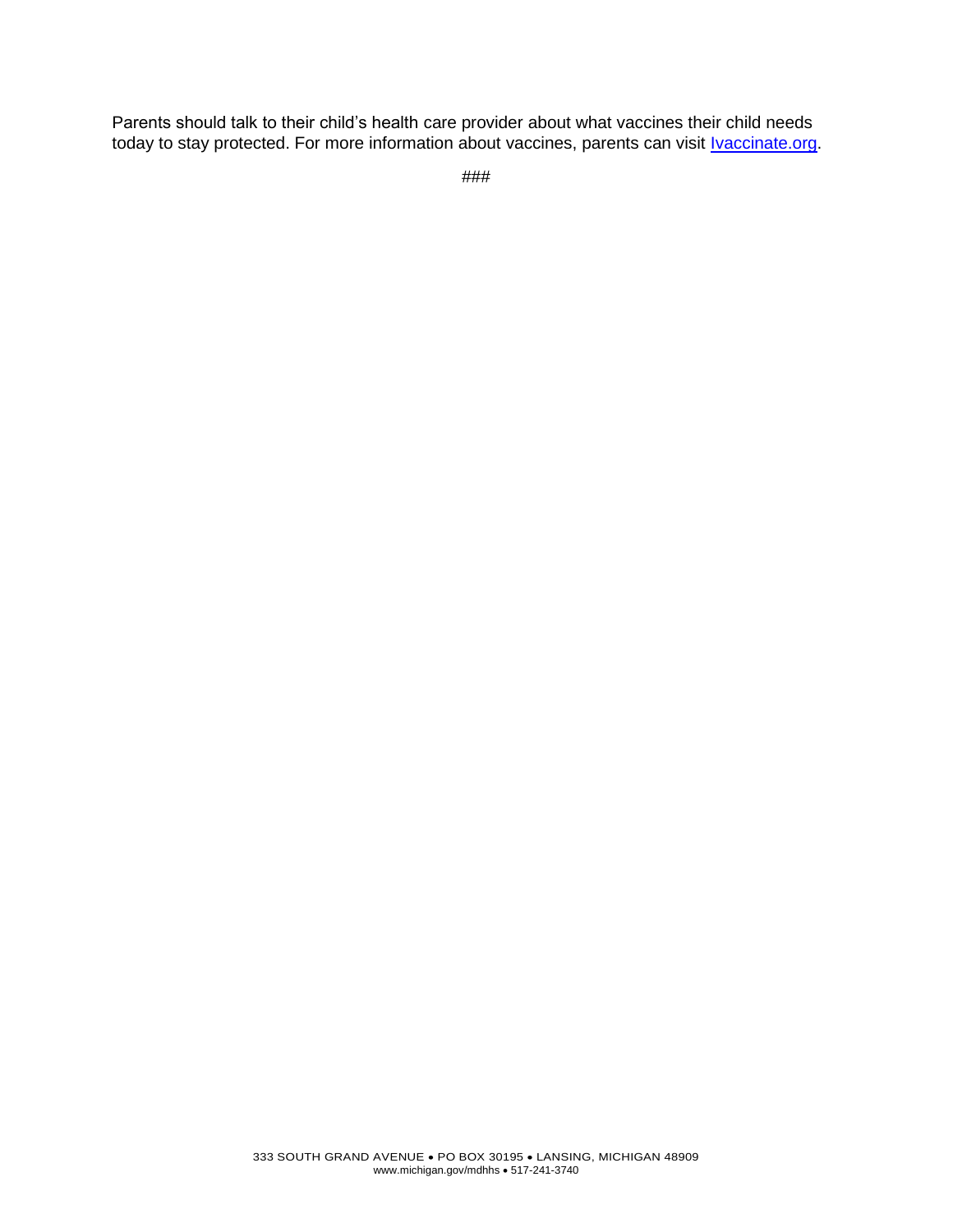Parents should talk to their child's health care provider about what vaccines their child needs today to stay protected. For more information about vaccines, parents can visit Ivaccinate.org.

###